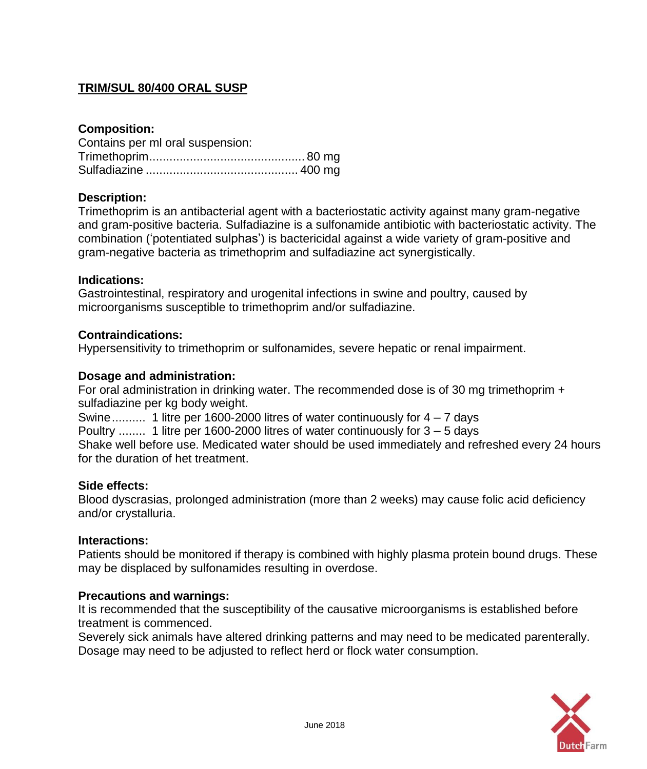# TRIM/SUL 80/400 ORAL SUSP

**Composition:**

Contains per ml oral suspension:
Trimethoprim.............................................. 80 mg
Sulfadiazine ............................................ 400 mg

**Description:**

Trimethoprim is an antibacterial agent with a bacteriostatic activity against many gram-negative and gram-positive bacteria. Sulfadiazine is a sulfonamide antibiotic with bacteriostatic activity. The combination ('potentiated sulphas') is bactericidal against a wide variety of gram-positive and gram-negative bacteria as trimethoprim and sulfadiazine act synergistically.

**Indications:**

Gastrointestinal, respiratory and urogenital infections in swine and poultry, caused by microorganisms susceptible to trimethoprim and/or sulfadiazine.

**Contraindications:**

Hypersensitivity to trimethoprim or sulfonamides, severe hepatic or renal impairment.

**Dosage and administration:**

For oral administration in drinking water. The recommended dose is of 30 mg trimethoprim + sulfadiazine per kg body weight.
Swine.......... 1 litre per 1600-2000 litres of water continuously for 4 – 7 days
Poultry ........ 1 litre per 1600-2000 litres of water continuously for 3 – 5 days
Shake well before use. Medicated water should be used immediately and refreshed every 24 hours for the duration of het treatment.

**Side effects:**

Blood dyscrasias, prolonged administration (more than 2 weeks) may cause folic acid deficiency and/or crystalluria.

**Interactions:**

Patients should be monitored if therapy is combined with highly plasma protein bound drugs. These may be displaced by sulfonamides resulting in overdose.

**Precautions and warnings:**

It is recommended that the susceptibility of the causative microorganisms is established before treatment is commenced.
Severely sick animals have altered drinking patterns and may need to be medicated parenterally.
Dosage may need to be adjusted to reflect herd or flock water consumption.

June 2018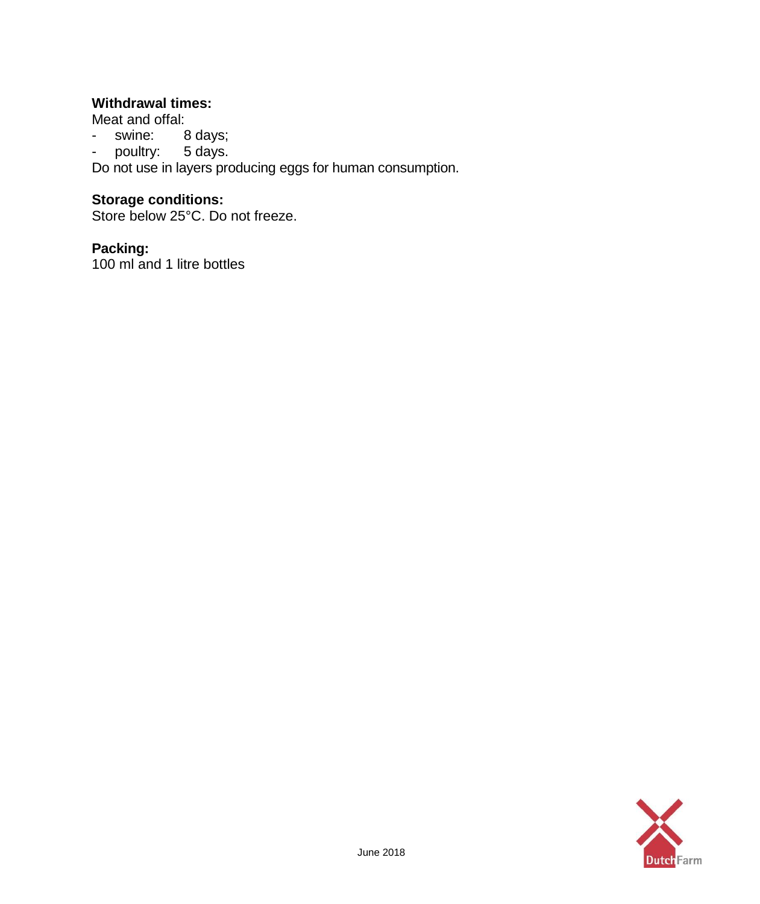**Withdrawal times:**
Meat and offal:

- swine: 8 days;
- poultry: 5 days.

Do not use in layers producing eggs for human consumption.

**Storage conditions:**
Store below 25°C. Do not freeze.

**Packing:**
100 ml and 1 litre bottles

June 2018